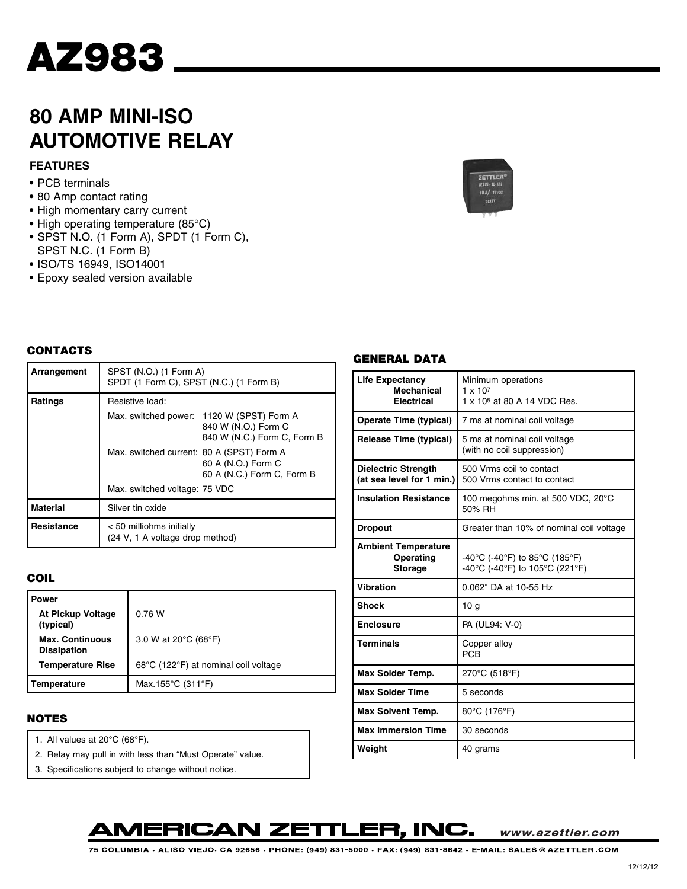# AZ983

## 80 AMP MINI-ISO AUTOMOTIVE RELAY

### FEATURES

- PCB terminals
- 80 Amp contact rating
- High momentary carry current
- High operating temperature (85°C)
- SPST N.O. (1 Form A), SPDT (1 Form C), SPST N.C. (1 Form B)
- ISO/TS 16949, ISO14001
- Epoxy sealed version available

### CONTACTS

| | |
|---|---|
| **Arrangement** | SPST (N.O.) (1 Form A)<br>SPDT (1 Form C), SPST (N.C.) (1 Form B) |
| **Ratings** | Resistive load:<br>Max. switched power: 1120 W (SPST) Form A<br>840 W (N.O.) Form C<br>840 W (N.C.) Form C, Form B<br>Max. switched current: 80 A (SPST) Form A<br>60 A (N.O.) Form C<br>60 A (N.C.) Form C, Form B<br>Max. switched voltage: 75 VDC |
| **Material** | Silver tin oxide |
| **Resistance** | < 50 milliohms initially<br>(24 V, 1 A voltage drop method) |

### COIL

| | |
|---|---|
| **Power** | |
| **At Pickup Voltage (typical)** | 0.76 W |
| **Max. Continuous Dissipation** | 3.0 W at 20°C (68°F) |
| **Temperature Rise** | 68°C (122°F) at nominal coil voltage |
| **Temperature** | Max.155°C (311°F) |

### NOTES

1. All values at 20°C (68°F).
2. Relay may pull in with less than "Must Operate" value.
3. Specifications subject to change without notice.

### GENERAL DATA

| | |
|---|---|
| **Life Expectancy**<br>**Mechanical**<br>**Electrical** | Minimum operations<br>$1 \times 10^7$<br>$1 \times 10^5$ at 80 A 14 VDC Res. |
| **Operate Time (typical)** | 7 ms at nominal coil voltage |
| **Release Time (typical)** | 5 ms at nominal coil voltage<br>(with no coil suppression) |
| **Dielectric Strength (at sea level for 1 min.)** | 500 Vrms coil to contact<br>500 Vrms contact to contact |
| **Insulation Resistance** | 100 megohms min. at 500 VDC, 20°C 50% RH |
| **Dropout** | Greater than 10% of nominal coil voltage |
| **Ambient Temperature**<br>**Operating**<br>**Storage** | <br>-40°C (-40°F) to 85°C (185°F)<br>-40°C (-40°F) to 105°C (221°F) |
| **Vibration** | 0.062" DA at 10-55 Hz |
| **Shock** | 10 g |
| **Enclosure** | PA (UL94: V-0) |
| **Terminals** | Copper alloy<br>PCB |
| **Max Solder Temp.** | 270°C (518°F) |
| **Max Solder Time** | 5 seconds |
| **Max Solvent Temp.** | 80°C (176°F) |
| **Max Immersion Time** | 30 seconds |
| **Weight** | 40 grams |

**AMERICAN ZETTLER, INC.** *www.azettler.com*

75 COLUMBIA · ALISO VIEJO, CA 92656 · PHONE: (949) 831-5000 · FAX: (949) 831-8642 · E-MAIL: SALES@AZETTLER.COM

12/12/12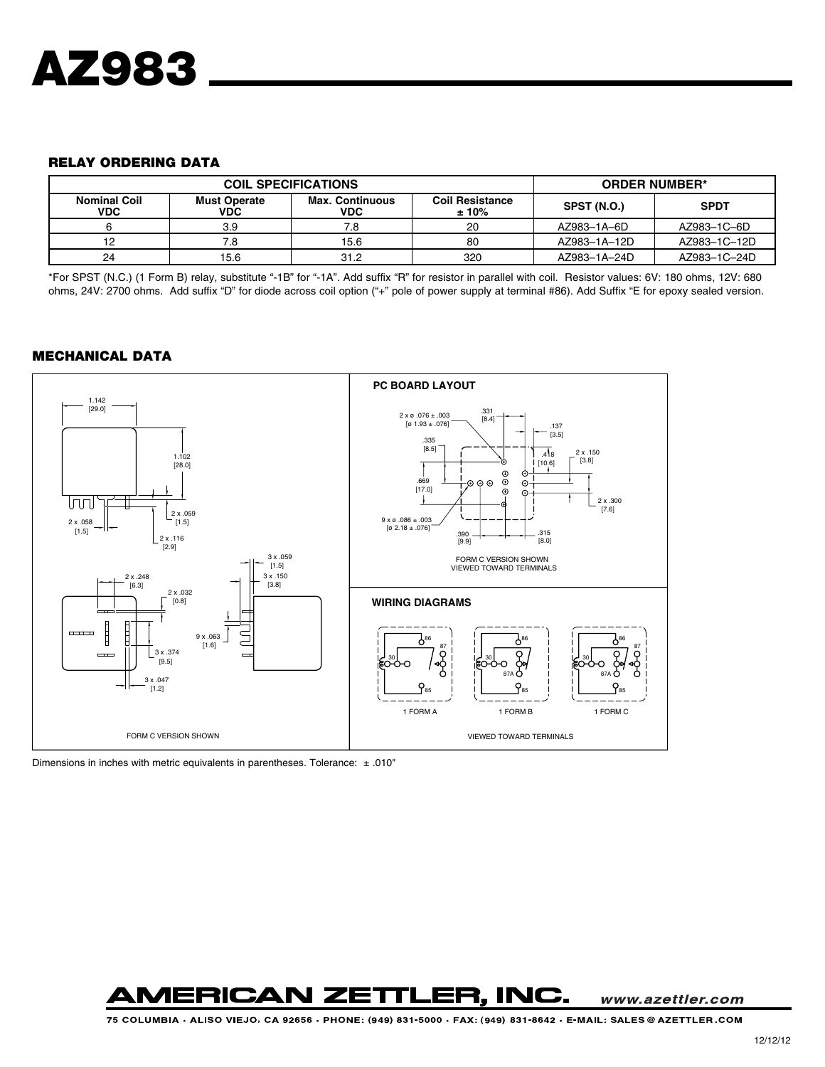# AZ983

## RELAY ORDERING DATA

| COIL SPECIFICATIONS | | | | ORDER NUMBER* | |
|---|---|---|---|---|---|
| **Nominal Coil VDC** | **Must Operate VDC** | **Max. Continuous VDC** | **Coil Resistance ± 10%** | **SPST (N.O.)** | **SPDT** |
| 6 | 3.9 | 7.8 | 20 | AZ983–1A–6D | AZ983–1C–6D |
| 12 | 7.8 | 15.6 | 80 | AZ983–1A–12D | AZ983–1C–12D |
| 24 | 15.6 | 31.2 | 320 | AZ983–1A–24D | AZ983–1C–24D |

*For SPST (N.C.) (1 Form B) relay, substitute "-1B" for "-1A". Add suffix "R" for resistor in parallel with coil. Resistor values: 6V: 180 ohms, 12V: 680 ohms, 24V: 2700 ohms. Add suffix "D" for diode across coil option ("+" pole of power supply at terminal #86). Add Suffix "E for epoxy sealed version.

## MECHANICAL DATA

1.142
[29.0]

1.102
[28.0]

2 x .058
[1.5]

2 x .059
[1.5]

2 x .116
[2.9]

2 x .248
[6.3]

2 x .032
[0.8]

3 x .374
[9.5]

3 x .047
[1.2]

3 x .059
[1.5]

3 x .150
[3.8]

9 x .063
[1.6]

FORM C VERSION SHOWN

### PC BOARD LAYOUT

2 x ø .076 ± .003
[ø 1.93 ± .076]

.331
[8.4]

.137
[3.5]

.335
[8.5]

.418
[10.6]

2 x .150
[3.8]

.669
[17.0]

2 x .300
[7.6]

9 x ø .086 ± .003
[ø 2.18 ± .076]

.390
[9.9]

.315
[8.0]

FORM C VERSION SHOWN
VIEWED TOWARD TERMINALS

### WIRING DIAGRAMS

86
87
30
85

86
30
87A
85

86
87
30
87A
85

1 FORM A

1 FORM B

1 FORM C

VIEWED TOWARD TERMINALS

Dimensions in inches with metric equivalents in parentheses. Tolerance: ± .010"

**AMERICAN ZETTLER, INC.** *www.azettler.com*

75 COLUMBIA · ALISO VIEJO, CA 92656 · PHONE: (949) 831-5000 · FAX: (949) 831-8642 · E-MAIL: SALES@AZETTLER.COM

12/12/12